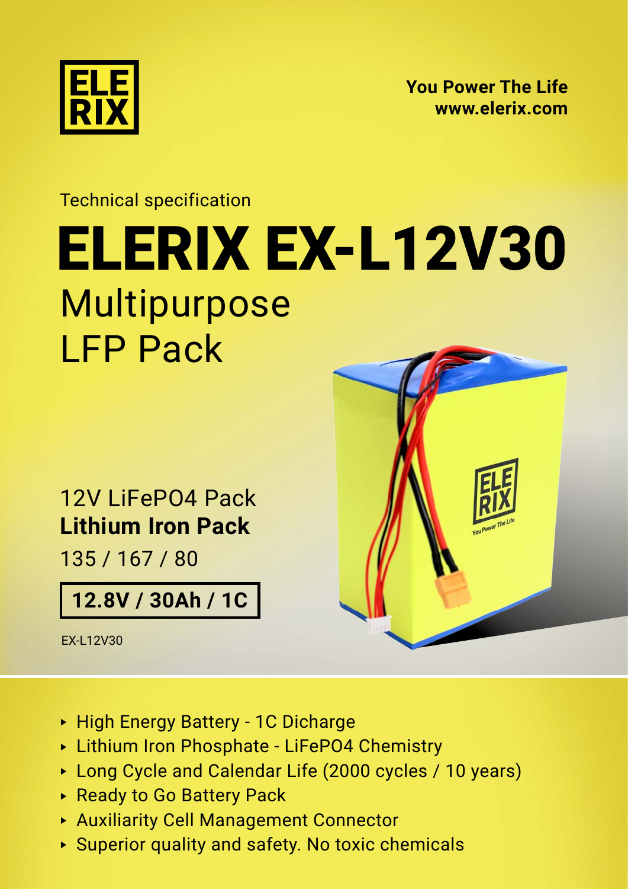ELE
RIX

**You Power The Life**
**www.elerix.com**

Technical specification

# ELERIX EX-L12V30

## Multipurpose LFP Pack

12V LiFePO4 Pack
**Lithium Iron Pack**
135 / 167 / 80

**12.8V / 30Ah / 1C**

EX-L12V30

- High Energy Battery - 1C Dicharge
- Lithium Iron Phosphate - LiFePO4 Chemistry
- Long Cycle and Calendar Life (2000 cycles / 10 years)
- Ready to Go Battery Pack
- Auxiliarity Cell Management Connector
- Superior quality and safety. No toxic chemicals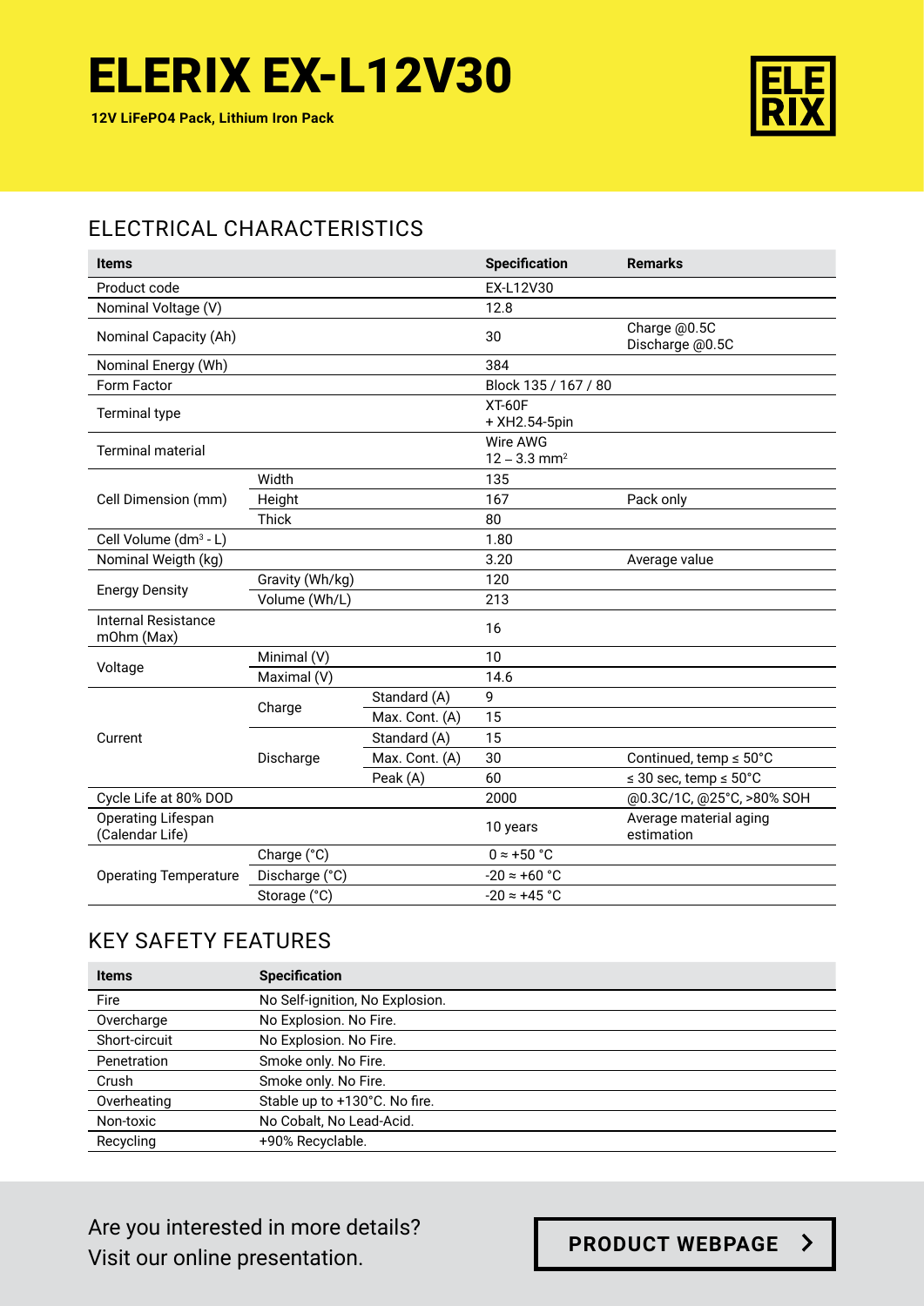# ELERIX EX-L12V30

**12V LiFePO4 Pack, Lithium Iron Pack**

## ELECTRICAL CHARACTERISTICS

| Items | | | Specification | Remarks |
|---|---|---|---|---|
| Product code | | | EX-L12V30 | |
| Nominal Voltage (V) | | | 12.8 | |
| Nominal Capacity (Ah) | | | 30 | Charge @0.5C<br>Discharge @0.5C |
| Nominal Energy (Wh) | | | 384 | |
| Form Factor | | | Block 135 / 167 / 80 | |
| Terminal type | | | XT-60F<br>+ XH2.54-5pin | |
| Terminal material | | | Wire AWG<br>12 – 3.3 mm$^2$ | |
| Cell Dimension (mm) | Width | | 135 | |
| | Height | | 167 | Pack only |
| | Thick | | 80 | |
| Cell Volume (dm$^3$ - L) | | | 1.80 | |
| Nominal Weigth (kg) | | | 3.20 | Average value |
| Energy Density | Gravity (Wh/kg) | | 120 | |
| | Volume (Wh/L) | | 213 | |
| Internal Resistance mOhm (Max) | | | 16 | |
| Voltage | Minimal (V) | | 10 | |
| | Maximal (V) | | 14.6 | |
| Current | Charge | Standard (A) | 9 | |
| | | Max. Cont. (A) | 15 | |
| | Discharge | Standard (A) | 15 | |
| | | Max. Cont. (A) | 30 | Continued, temp ≤ 50°C |
| | | Peak (A) | 60 | ≤ 30 sec, temp ≤ 50°C |
| Cycle Life at 80% DOD | | | 2000 | @0.3C/1C, @25°C, >80% SOH |
| Operating Lifespan (Calendar Life) | | | 10 years | Average material aging estimation |
| Operating Temperature | Charge (°C) | | 0 ≈ +50 °C | |
| | Discharge (°C) | | -20 ≈ +60 °C | |
| | Storage (°C) | | -20 ≈ +45 °C | |

## KEY SAFETY FEATURES

| Items | Specification |
|---|---|
| Fire | No Self-ignition, No Explosion. |
| Overcharge | No Explosion. No Fire. |
| Short-circuit | No Explosion. No Fire. |
| Penetration | Smoke only. No Fire. |
| Crush | Smoke only. No Fire. |
| Overheating | Stable up to +130°C. No fire. |
| Non-toxic | No Cobalt, No Lead-Acid. |
| Recycling | +90% Recyclable. |

Are you interested in more details?
Visit our online presentation.

**PRODUCT WEBPAGE**